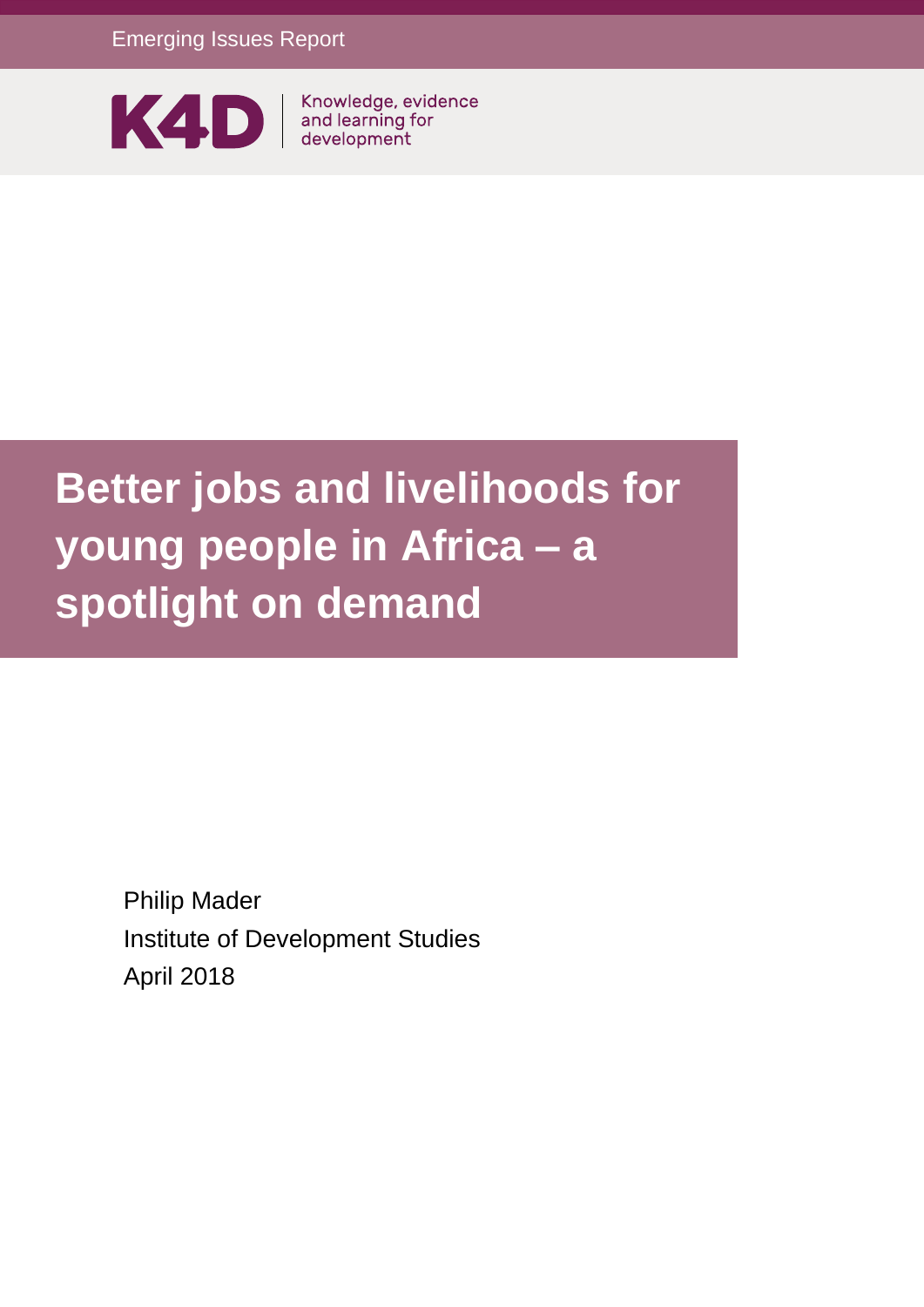Emerging Issues Report

K4D | Knowledge, evidence and learning for development

# Better jobs and livelihoods for young people in Africa – a spotlight on demand

Philip Mader

Institute of Development Studies

April 2018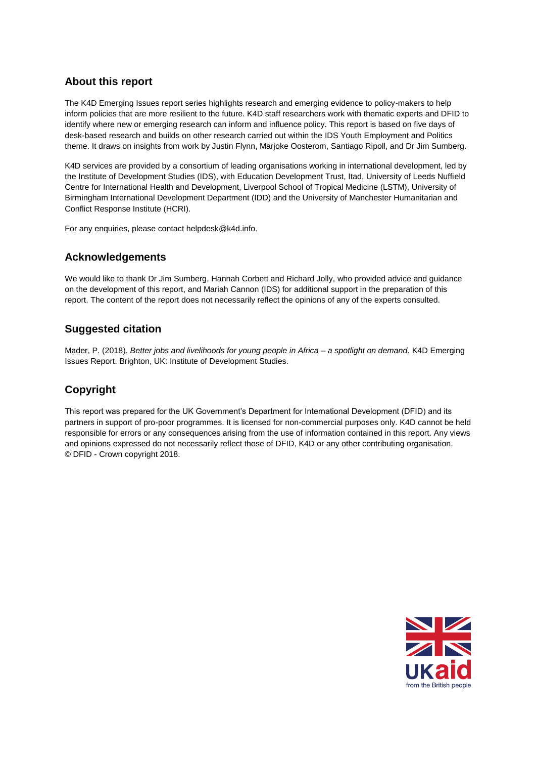## About this report

The K4D Emerging Issues report series highlights research and emerging evidence to policy-makers to help inform policies that are more resilient to the future. K4D staff researchers work with thematic experts and DFID to identify where new or emerging research can inform and influence policy. This report is based on five days of desk-based research and builds on other research carried out within the IDS Youth Employment and Politics theme. It draws on insights from work by Justin Flynn, Marjoke Oosterom, Santiago Ripoll, and Dr Jim Sumberg.

K4D services are provided by a consortium of leading organisations working in international development, led by the Institute of Development Studies (IDS), with Education Development Trust, Itad, University of Leeds Nuffield Centre for International Health and Development, Liverpool School of Tropical Medicine (LSTM), University of Birmingham International Development Department (IDD) and the University of Manchester Humanitarian and Conflict Response Institute (HCRI).

For any enquiries, please contact helpdesk@k4d.info.

## Acknowledgements

We would like to thank Dr Jim Sumberg, Hannah Corbett and Richard Jolly, who provided advice and guidance on the development of this report, and Mariah Cannon (IDS) for additional support in the preparation of this report. The content of the report does not necessarily reflect the opinions of any of the experts consulted.

## Suggested citation

Mader, P. (2018). *Better jobs and livelihoods for young people in Africa – a spotlight on demand.* K4D Emerging Issues Report. Brighton, UK: Institute of Development Studies.

## Copyright

This report was prepared for the UK Government's Department for International Development (DFID) and its partners in support of pro-poor programmes. It is licensed for non-commercial purposes only. K4D cannot be held responsible for errors or any consequences arising from the use of information contained in this report. Any views and opinions expressed do not necessarily reflect those of DFID, K4D or any other contributing organisation.
© DFID - Crown copyright 2018.

UKaid
from the British people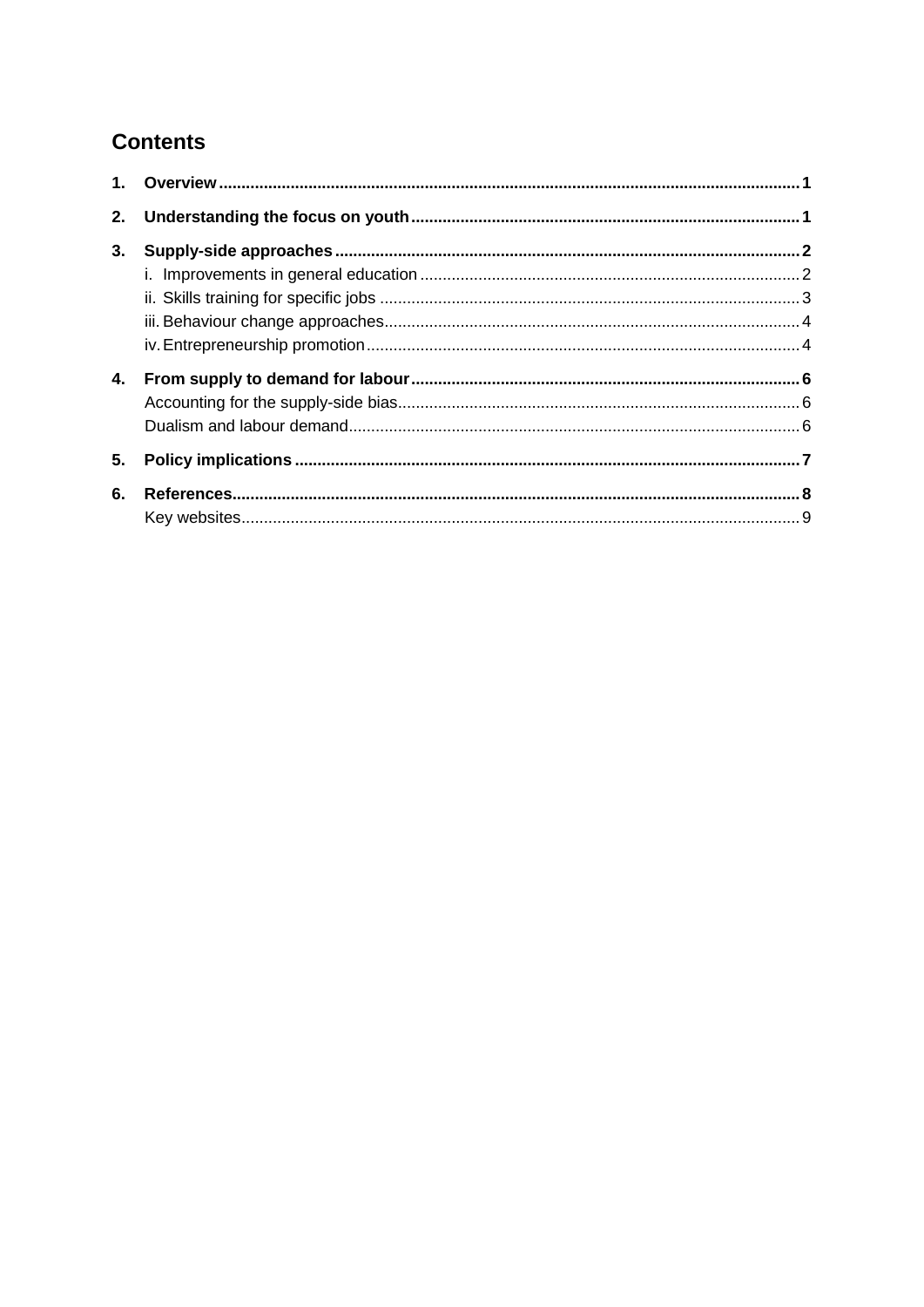# Contents

1. **Overview** ..... **1**
2. **Understanding the focus on youth** ..... **1**
3. **Supply-side approaches** ..... **2**
   - i. Improvements in general education ..... 2
   - ii. Skills training for specific jobs ..... 3
   - iii. Behaviour change approaches ..... 4
   - iv. Entrepreneurship promotion ..... 4
4. **From supply to demand for labour** ..... **6**
   - Accounting for the supply-side bias ..... 6
   - Dualism and labour demand ..... 6
5. **Policy implications** ..... **7**
6. **References** ..... **8**
   - Key websites ..... 9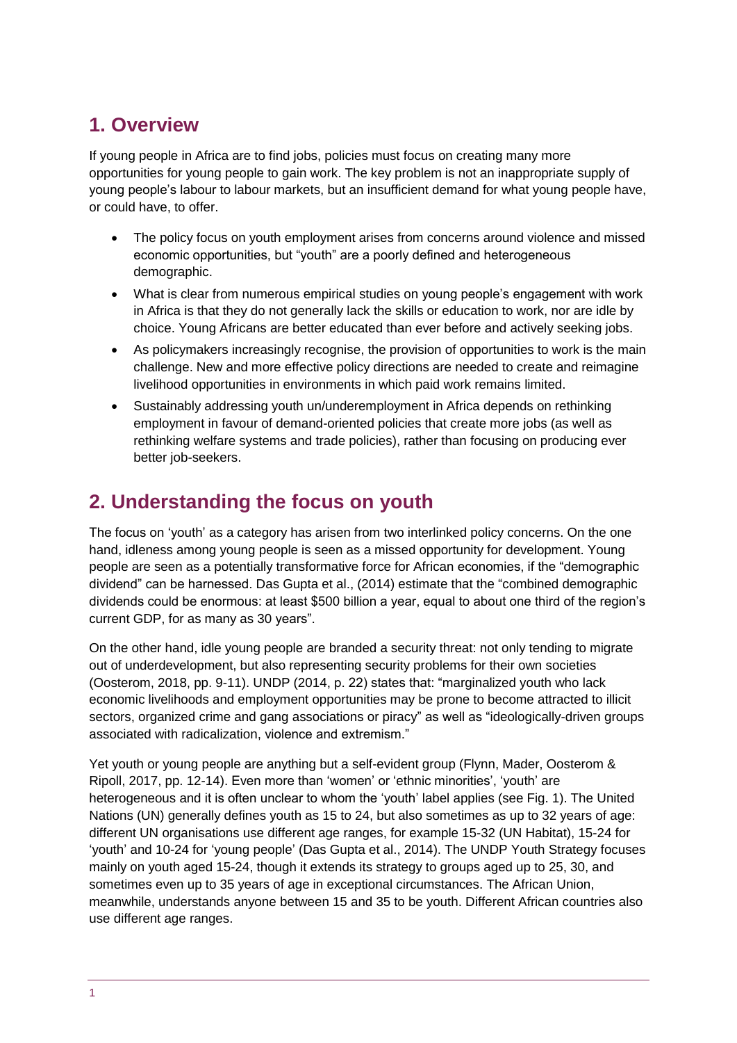## 1. Overview

If young people in Africa are to find jobs, policies must focus on creating many more opportunities for young people to gain work. The key problem is not an inappropriate supply of young people's labour to labour markets, but an insufficient demand for what young people have, or could have, to offer.

- The policy focus on youth employment arises from concerns around violence and missed economic opportunities, but "youth" are a poorly defined and heterogeneous demographic.
- What is clear from numerous empirical studies on young people's engagement with work in Africa is that they do not generally lack the skills or education to work, nor are idle by choice. Young Africans are better educated than ever before and actively seeking jobs.
- As policymakers increasingly recognise, the provision of opportunities to work is the main challenge. New and more effective policy directions are needed to create and reimagine livelihood opportunities in environments in which paid work remains limited.
- Sustainably addressing youth un/underemployment in Africa depends on rethinking employment in favour of demand-oriented policies that create more jobs (as well as rethinking welfare systems and trade policies), rather than focusing on producing ever better job-seekers.

## 2. Understanding the focus on youth

The focus on 'youth' as a category has arisen from two interlinked policy concerns. On the one hand, idleness among young people is seen as a missed opportunity for development. Young people are seen as a potentially transformative force for African economies, if the "demographic dividend" can be harnessed. Das Gupta et al., (2014) estimate that the "combined demographic dividends could be enormous: at least $500 billion a year, equal to about one third of the region's current GDP, for as many as 30 years".

On the other hand, idle young people are branded a security threat: not only tending to migrate out of underdevelopment, but also representing security problems for their own societies (Oosterom, 2018, pp. 9-11). UNDP (2014, p. 22) states that: "marginalized youth who lack economic livelihoods and employment opportunities may be prone to become attracted to illicit sectors, organized crime and gang associations or piracy" as well as "ideologically-driven groups associated with radicalization, violence and extremism."

Yet youth or young people are anything but a self-evident group (Flynn, Mader, Oosterom & Ripoll, 2017, pp. 12-14). Even more than 'women' or 'ethnic minorities', 'youth' are heterogeneous and it is often unclear to whom the 'youth' label applies (see Fig. 1). The United Nations (UN) generally defines youth as 15 to 24, but also sometimes as up to 32 years of age: different UN organisations use different age ranges, for example 15-32 (UN Habitat), 15-24 for 'youth' and 10-24 for 'young people' (Das Gupta et al., 2014). The UNDP Youth Strategy focuses mainly on youth aged 15-24, though it extends its strategy to groups aged up to 25, 30, and sometimes even up to 35 years of age in exceptional circumstances. The African Union, meanwhile, understands anyone between 15 and 35 to be youth. Different African countries also use different age ranges.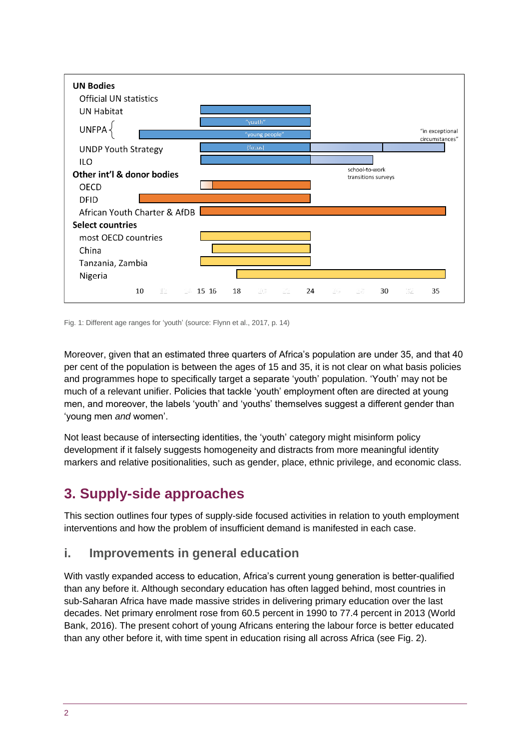Fig. 1: Different age ranges for 'youth' (source: Flynn et al., 2017, p. 14)

Moreover, given that an estimated three quarters of Africa's population are under 35, and that 40 per cent of the population is between the ages of 15 and 35, it is not clear on what basis policies and programmes hope to specifically target a separate 'youth' population. 'Youth' may not be much of a relevant unifier. Policies that tackle 'youth' employment often are directed at young men, and moreover, the labels 'youth' and 'youths' themselves suggest a different gender than 'young men *and* women'.

Not least because of intersecting identities, the 'youth' category might misinform policy development if it falsely suggests homogeneity and distracts from more meaningful identity markers and relative positionalities, such as gender, place, ethnic privilege, and economic class.

# 3. Supply-side approaches

This section outlines four types of supply-side focused activities in relation to youth employment interventions and how the problem of insufficient demand is manifested in each case.

## i. Improvements in general education

With vastly expanded access to education, Africa's current young generation is better-qualified than any before it. Although secondary education has often lagged behind, most countries in sub-Saharan Africa have made massive strides in delivering primary education over the last decades. Net primary enrolment rose from 60.5 percent in 1990 to 77.4 percent in 2013 (World Bank, 2016). The present cohort of young Africans entering the labour force is better educated than any other before it, with time spent in education rising all across Africa (see Fig. 2).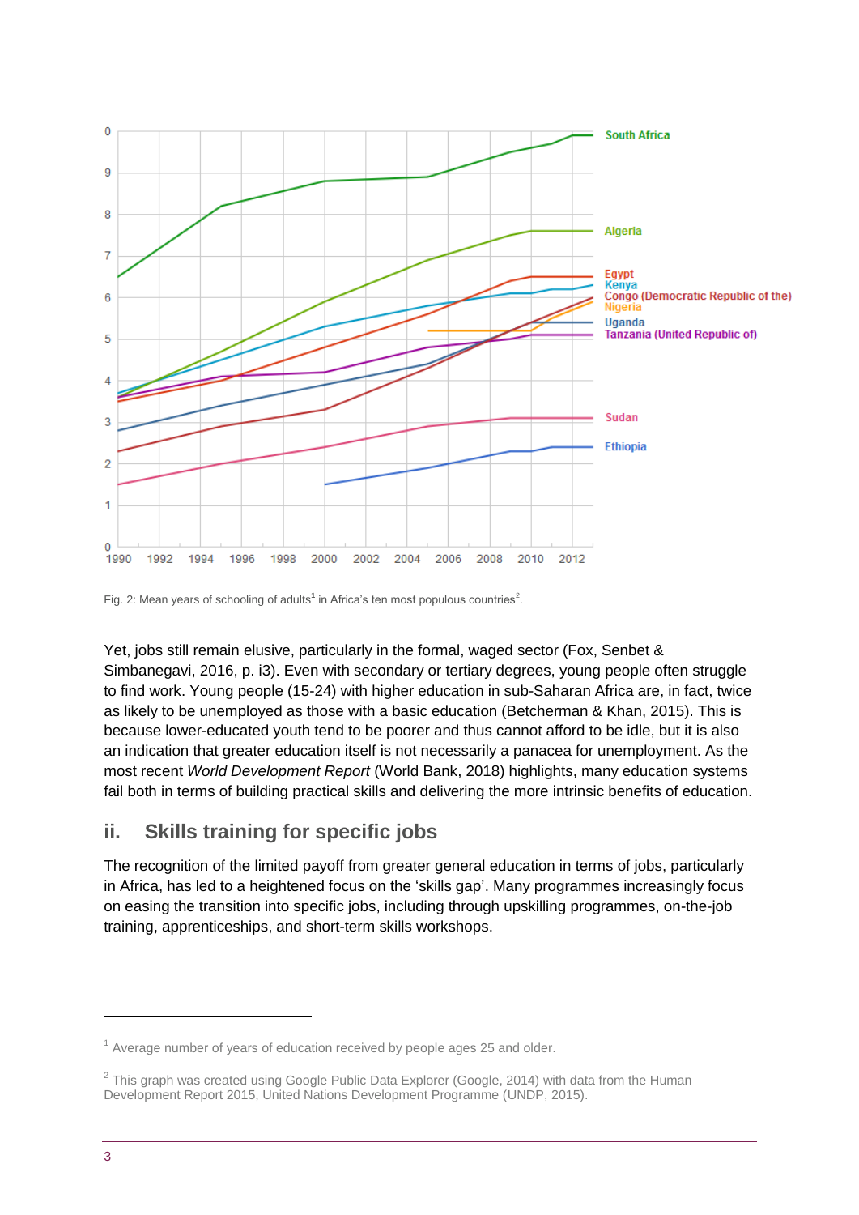Fig. 2: Mean years of schooling of adults[1] in Africa's ten most populous countries[2].

Yet, jobs still remain elusive, particularly in the formal, waged sector (Fox, Senbet & Simbanegavi, 2016, p. i3). Even with secondary or tertiary degrees, young people often struggle to find work. Young people (15-24) with higher education in sub-Saharan Africa are, in fact, twice as likely to be unemployed as those with a basic education (Betcherman & Khan, 2015). This is because lower-educated youth tend to be poorer and thus cannot afford to be idle, but it is also an indication that greater education itself is not necessarily a panacea for unemployment. As the most recent *World Development Report* (World Bank, 2018) highlights, many education systems fail both in terms of building practical skills and delivering the more intrinsic benefits of education.

## ii. Skills training for specific jobs

The recognition of the limited payoff from greater general education in terms of jobs, particularly in Africa, has led to a heightened focus on the 'skills gap'. Many programmes increasingly focus on easing the transition into specific jobs, including through upskilling programmes, on-the-job training, apprenticeships, and short-term skills workshops.

---

[1] Average number of years of education received by people ages 25 and older.

[2] This graph was created using Google Public Data Explorer (Google, 2014) with data from the Human Development Report 2015, United Nations Development Programme (UNDP, 2015).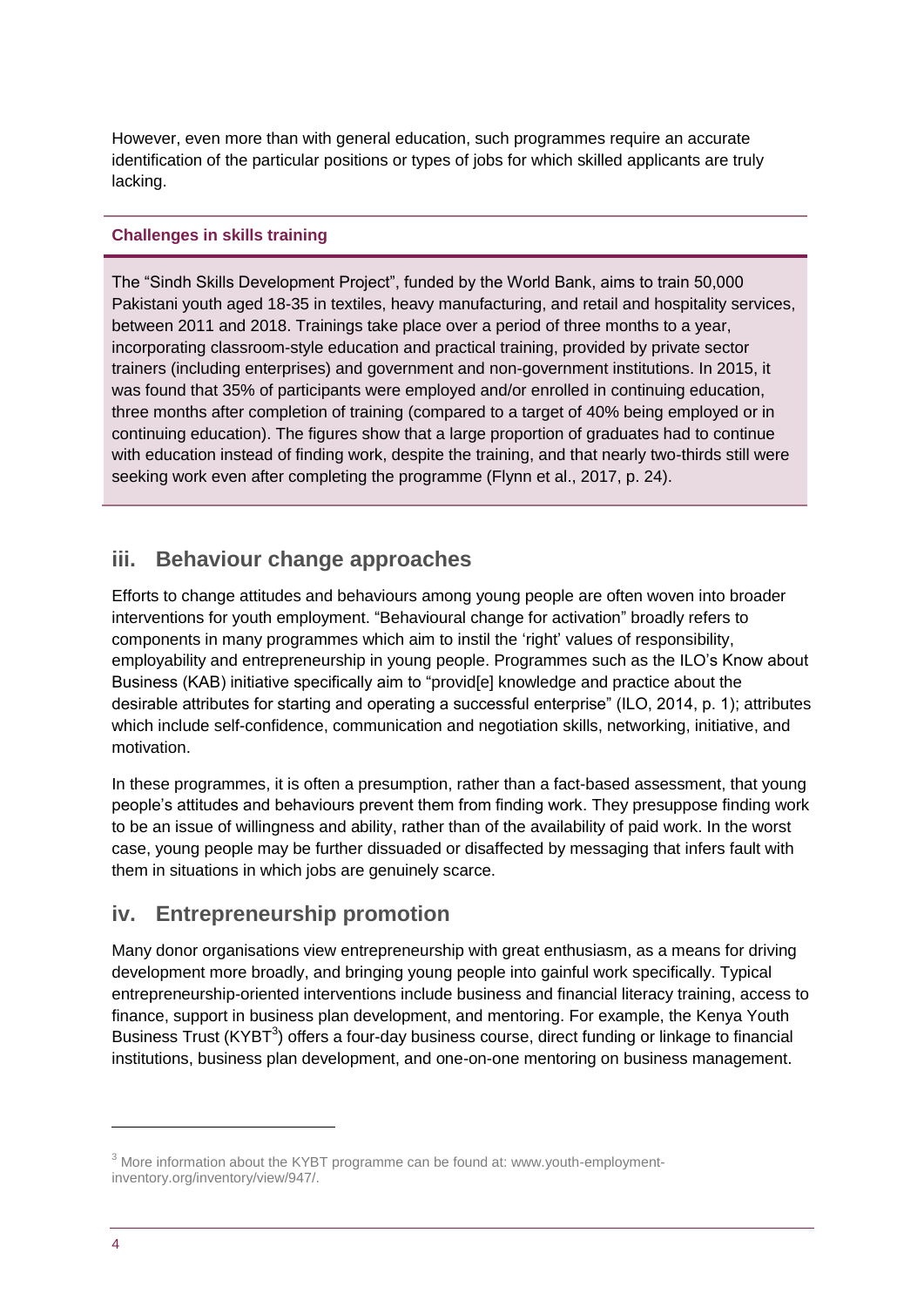However, even more than with general education, such programmes require an accurate identification of the particular positions or types of jobs for which skilled applicants are truly lacking.

**Challenges in skills training**

The "Sindh Skills Development Project", funded by the World Bank, aims to train 50,000 Pakistani youth aged 18-35 in textiles, heavy manufacturing, and retail and hospitality services, between 2011 and 2018. Trainings take place over a period of three months to a year, incorporating classroom-style education and practical training, provided by private sector trainers (including enterprises) and government and non-government institutions. In 2015, it was found that 35% of participants were employed and/or enrolled in continuing education, three months after completion of training (compared to a target of 40% being employed or in continuing education). The figures show that a large proportion of graduates had to continue with education instead of finding work, despite the training, and that nearly two-thirds still were seeking work even after completing the programme (Flynn et al., 2017, p. 24).

## iii. Behaviour change approaches

Efforts to change attitudes and behaviours among young people are often woven into broader interventions for youth employment. "Behavioural change for activation" broadly refers to components in many programmes which aim to instil the 'right' values of responsibility, employability and entrepreneurship in young people. Programmes such as the ILO's Know about Business (KAB) initiative specifically aim to "provid[e] knowledge and practice about the desirable attributes for starting and operating a successful enterprise" (ILO, 2014, p. 1); attributes which include self-confidence, communication and negotiation skills, networking, initiative, and motivation.

In these programmes, it is often a presumption, rather than a fact-based assessment, that young people's attitudes and behaviours prevent them from finding work. They presuppose finding work to be an issue of willingness and ability, rather than of the availability of paid work. In the worst case, young people may be further dissuaded or disaffected by messaging that infers fault with them in situations in which jobs are genuinely scarce.

## iv. Entrepreneurship promotion

Many donor organisations view entrepreneurship with great enthusiasm, as a means for driving development more broadly, and bringing young people into gainful work specifically. Typical entrepreneurship-oriented interventions include business and financial literacy training, access to finance, support in business plan development, and mentoring. For example, the Kenya Youth Business Trust (KYBT[3]) offers a four-day business course, direct funding or linkage to financial institutions, business plan development, and one-on-one mentoring on business management.

[3] More information about the KYBT programme can be found at: www.youth-employment-inventory.org/inventory/view/947/.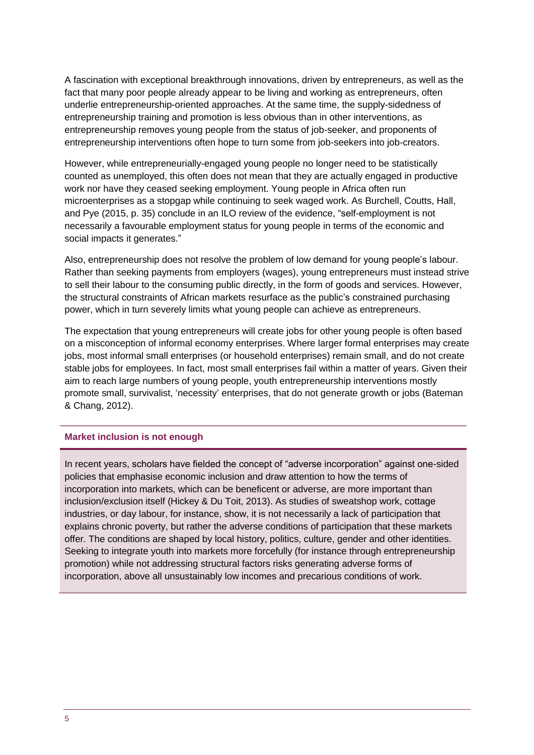A fascination with exceptional breakthrough innovations, driven by entrepreneurs, as well as the fact that many poor people already appear to be living and working as entrepreneurs, often underlie entrepreneurship-oriented approaches. At the same time, the supply-sidedness of entrepreneurship training and promotion is less obvious than in other interventions, as entrepreneurship removes young people from the status of job-seeker, and proponents of entrepreneurship interventions often hope to turn some from job-seekers into job-creators.

However, while entrepreneurially-engaged young people no longer need to be statistically counted as unemployed, this often does not mean that they are actually engaged in productive work nor have they ceased seeking employment. Young people in Africa often run microenterprises as a stopgap while continuing to seek waged work. As Burchell, Coutts, Hall, and Pye (2015, p. 35) conclude in an ILO review of the evidence, "self-employment is not necessarily a favourable employment status for young people in terms of the economic and social impacts it generates."

Also, entrepreneurship does not resolve the problem of low demand for young people's labour. Rather than seeking payments from employers (wages), young entrepreneurs must instead strive to sell their labour to the consuming public directly, in the form of goods and services. However, the structural constraints of African markets resurface as the public's constrained purchasing power, which in turn severely limits what young people can achieve as entrepreneurs.

The expectation that young entrepreneurs will create jobs for other young people is often based on a misconception of informal economy enterprises. Where larger formal enterprises may create jobs, most informal small enterprises (or household enterprises) remain small, and do not create stable jobs for employees. In fact, most small enterprises fail within a matter of years. Given their aim to reach large numbers of young people, youth entrepreneurship interventions mostly promote small, survivalist, 'necessity' enterprises, that do not generate growth or jobs (Bateman & Chang, 2012).

**Market inclusion is not enough**

In recent years, scholars have fielded the concept of "adverse incorporation" against one-sided policies that emphasise economic inclusion and draw attention to how the terms of incorporation into markets, which can be beneficent or adverse, are more important than inclusion/exclusion itself (Hickey & Du Toit, 2013). As studies of sweatshop work, cottage industries, or day labour, for instance, show, it is not necessarily a lack of participation that explains chronic poverty, but rather the adverse conditions of participation that these markets offer. The conditions are shaped by local history, politics, culture, gender and other identities. Seeking to integrate youth into markets more forcefully (for instance through entrepreneurship promotion) while not addressing structural factors risks generating adverse forms of incorporation, above all unsustainably low incomes and precarious conditions of work.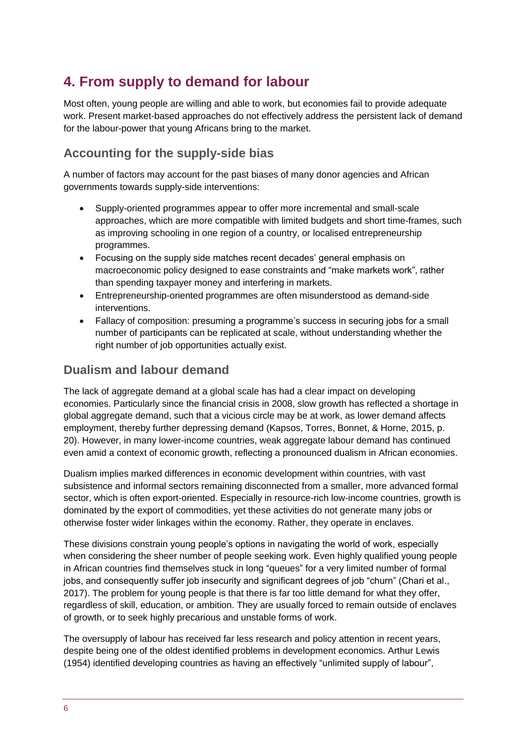# 4. From supply to demand for labour

Most often, young people are willing and able to work, but economies fail to provide adequate work. Present market-based approaches do not effectively address the persistent lack of demand for the labour-power that young Africans bring to the market.

## Accounting for the supply-side bias

A number of factors may account for the past biases of many donor agencies and African governments towards supply-side interventions:

- Supply-oriented programmes appear to offer more incremental and small-scale approaches, which are more compatible with limited budgets and short time-frames, such as improving schooling in one region of a country, or localised entrepreneurship programmes.
- Focusing on the supply side matches recent decades' general emphasis on macroeconomic policy designed to ease constraints and "make markets work", rather than spending taxpayer money and interfering in markets.
- Entrepreneurship-oriented programmes are often misunderstood as demand-side interventions.
- Fallacy of composition: presuming a programme's success in securing jobs for a small number of participants can be replicated at scale, without understanding whether the right number of job opportunities actually exist.

## Dualism and labour demand

The lack of aggregate demand at a global scale has had a clear impact on developing economies. Particularly since the financial crisis in 2008, slow growth has reflected a shortage in global aggregate demand, such that a vicious circle may be at work, as lower demand affects employment, thereby further depressing demand (Kapsos, Torres, Bonnet, & Horne, 2015, p. 20). However, in many lower-income countries, weak aggregate labour demand has continued even amid a context of economic growth, reflecting a pronounced dualism in African economies.

Dualism implies marked differences in economic development within countries, with vast subsistence and informal sectors remaining disconnected from a smaller, more advanced formal sector, which is often export-oriented. Especially in resource-rich low-income countries, growth is dominated by the export of commodities, yet these activities do not generate many jobs or otherwise foster wider linkages within the economy. Rather, they operate in enclaves.

These divisions constrain young people's options in navigating the world of work, especially when considering the sheer number of people seeking work. Even highly qualified young people in African countries find themselves stuck in long "queues" for a very limited number of formal jobs, and consequently suffer job insecurity and significant degrees of job "churn" (Chari et al., 2017). The problem for young people is that there is far too little demand for what they offer, regardless of skill, education, or ambition. They are usually forced to remain outside of enclaves of growth, or to seek highly precarious and unstable forms of work.

The oversupply of labour has received far less research and policy attention in recent years, despite being one of the oldest identified problems in development economics. Arthur Lewis (1954) identified developing countries as having an effectively "unlimited supply of labour",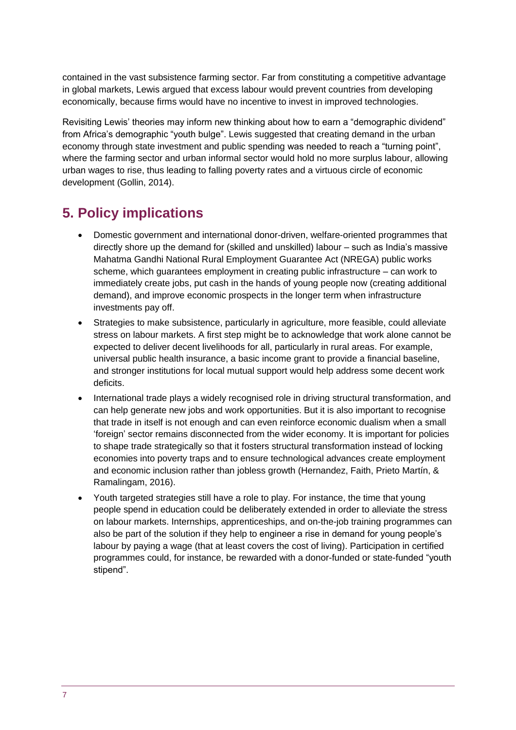contained in the vast subsistence farming sector. Far from constituting a competitive advantage in global markets, Lewis argued that excess labour would prevent countries from developing economically, because firms would have no incentive to invest in improved technologies.

Revisiting Lewis' theories may inform new thinking about how to earn a "demographic dividend" from Africa's demographic "youth bulge". Lewis suggested that creating demand in the urban economy through state investment and public spending was needed to reach a "turning point", where the farming sector and urban informal sector would hold no more surplus labour, allowing urban wages to rise, thus leading to falling poverty rates and a virtuous circle of economic development (Gollin, 2014).

## 5. Policy implications

- Domestic government and international donor-driven, welfare-oriented programmes that directly shore up the demand for (skilled and unskilled) labour – such as India's massive Mahatma Gandhi National Rural Employment Guarantee Act (NREGA) public works scheme, which guarantees employment in creating public infrastructure – can work to immediately create jobs, put cash in the hands of young people now (creating additional demand), and improve economic prospects in the longer term when infrastructure investments pay off.
- Strategies to make subsistence, particularly in agriculture, more feasible, could alleviate stress on labour markets. A first step might be to acknowledge that work alone cannot be expected to deliver decent livelihoods for all, particularly in rural areas. For example, universal public health insurance, a basic income grant to provide a financial baseline, and stronger institutions for local mutual support would help address some decent work deficits.
- International trade plays a widely recognised role in driving structural transformation, and can help generate new jobs and work opportunities. But it is also important to recognise that trade in itself is not enough and can even reinforce economic dualism when a small 'foreign' sector remains disconnected from the wider economy. It is important for policies to shape trade strategically so that it fosters structural transformation instead of locking economies into poverty traps and to ensure technological advances create employment and economic inclusion rather than jobless growth (Hernandez, Faith, Prieto Martín, & Ramalingam, 2016).
- Youth targeted strategies still have a role to play. For instance, the time that young people spend in education could be deliberately extended in order to alleviate the stress on labour markets. Internships, apprenticeships, and on-the-job training programmes can also be part of the solution if they help to engineer a rise in demand for young people's labour by paying a wage (that at least covers the cost of living). Participation in certified programmes could, for instance, be rewarded with a donor-funded or state-funded "youth stipend".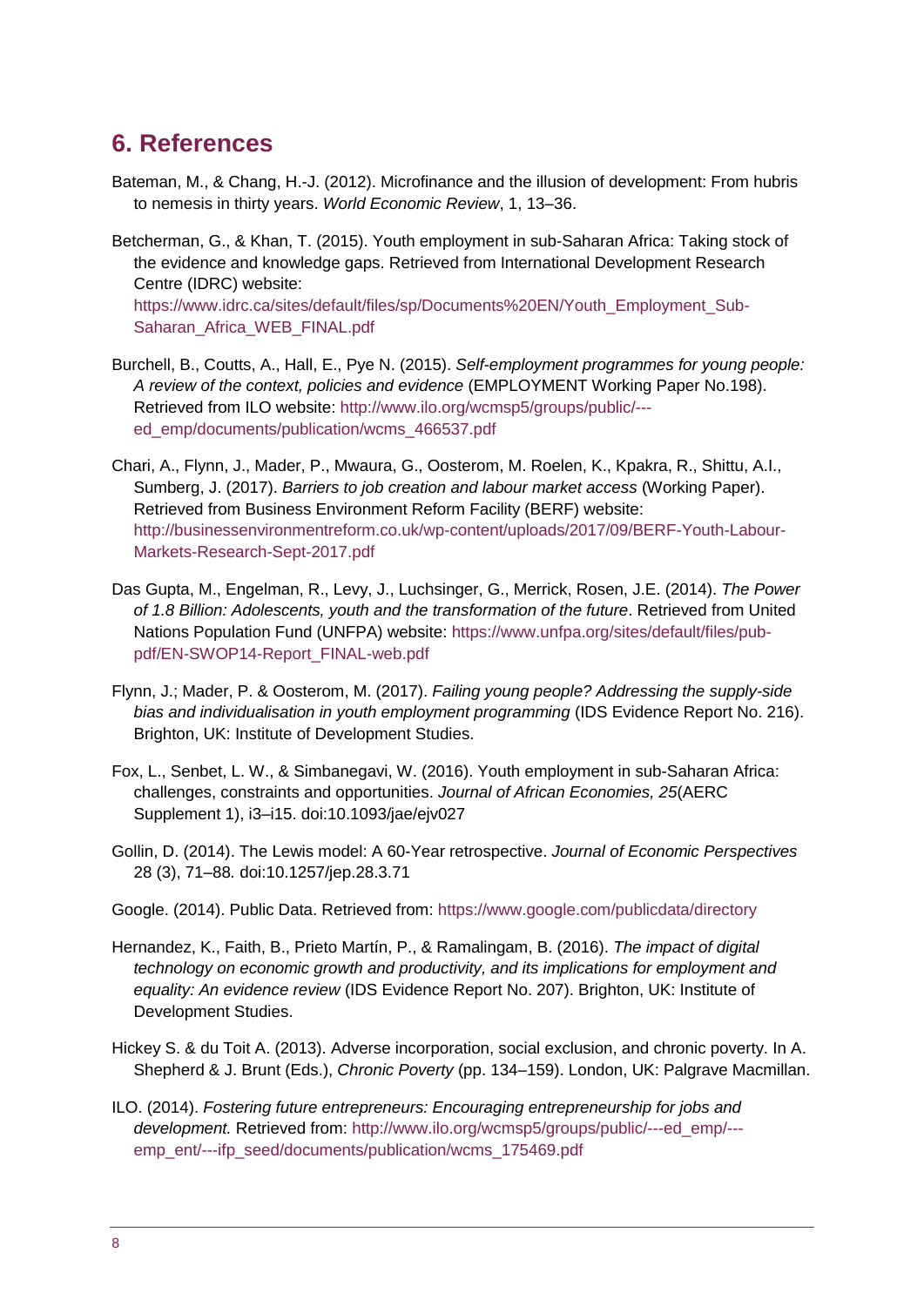## 6. References

Bateman, M., & Chang, H.-J. (2012). Microfinance and the illusion of development: From hubris to nemesis in thirty years. *World Economic Review*, 1, 13–36.

Betcherman, G., & Khan, T. (2015). Youth employment in sub-Saharan Africa: Taking stock of the evidence and knowledge gaps. Retrieved from International Development Research Centre (IDRC) website: https://www.idrc.ca/sites/default/files/sp/Documents%20EN/Youth_Employment_Sub-Saharan_Africa_WEB_FINAL.pdf

Burchell, B., Coutts, A., Hall, E., Pye N. (2015). *Self-employment programmes for young people: A review of the context, policies and evidence* (EMPLOYMENT Working Paper No.198). Retrieved from ILO website: http://www.ilo.org/wcmsp5/groups/public/---ed_emp/documents/publication/wcms_466537.pdf

Chari, A., Flynn, J., Mader, P., Mwaura, G., Oosterom, M. Roelen, K., Kpakra, R., Shittu, A.I., Sumberg, J. (2017). *Barriers to job creation and labour market access* (Working Paper). Retrieved from Business Environment Reform Facility (BERF) website: http://businessenvironmentreform.co.uk/wp-content/uploads/2017/09/BERF-Youth-Labour-Markets-Research-Sept-2017.pdf

Das Gupta, M., Engelman, R., Levy, J., Luchsinger, G., Merrick, Rosen, J.E. (2014). *The Power of 1.8 Billion: Adolescents, youth and the transformation of the future*. Retrieved from United Nations Population Fund (UNFPA) website: https://www.unfpa.org/sites/default/files/pub-pdf/EN-SWOP14-Report_FINAL-web.pdf

Flynn, J.; Mader, P. & Oosterom, M. (2017). *Failing young people? Addressing the supply-side bias and individualisation in youth employment programming* (IDS Evidence Report No. 216). Brighton, UK: Institute of Development Studies.

Fox, L., Senbet, L. W., & Simbanegavi, W. (2016). Youth employment in sub-Saharan Africa: challenges, constraints and opportunities. *Journal of African Economies, 25*(AERC Supplement 1), i3–i15. doi:10.1093/jae/ejv027

Gollin, D. (2014). The Lewis model: A 60-Year retrospective. *Journal of Economic Perspectives* 28 (3), 71–88*.* doi:10.1257/jep.28.3.71

Google. (2014). Public Data. Retrieved from: https://www.google.com/publicdata/directory

Hernandez, K., Faith, B., Prieto Martín, P., & Ramalingam, B. (2016). *The impact of digital technology on economic growth and productivity, and its implications for employment and equality: An evidence review* (IDS Evidence Report No. 207). Brighton, UK: Institute of Development Studies.

Hickey S. & du Toit A. (2013). Adverse incorporation, social exclusion, and chronic poverty. In A. Shepherd & J. Brunt (Eds.), *Chronic Poverty* (pp. 134–159). London, UK: Palgrave Macmillan.

ILO. (2014). *Fostering future entrepreneurs: Encouraging entrepreneurship for jobs and development.* Retrieved from: http://www.ilo.org/wcmsp5/groups/public/---ed_emp/---emp_ent/---ifp_seed/documents/publication/wcms_175469.pdf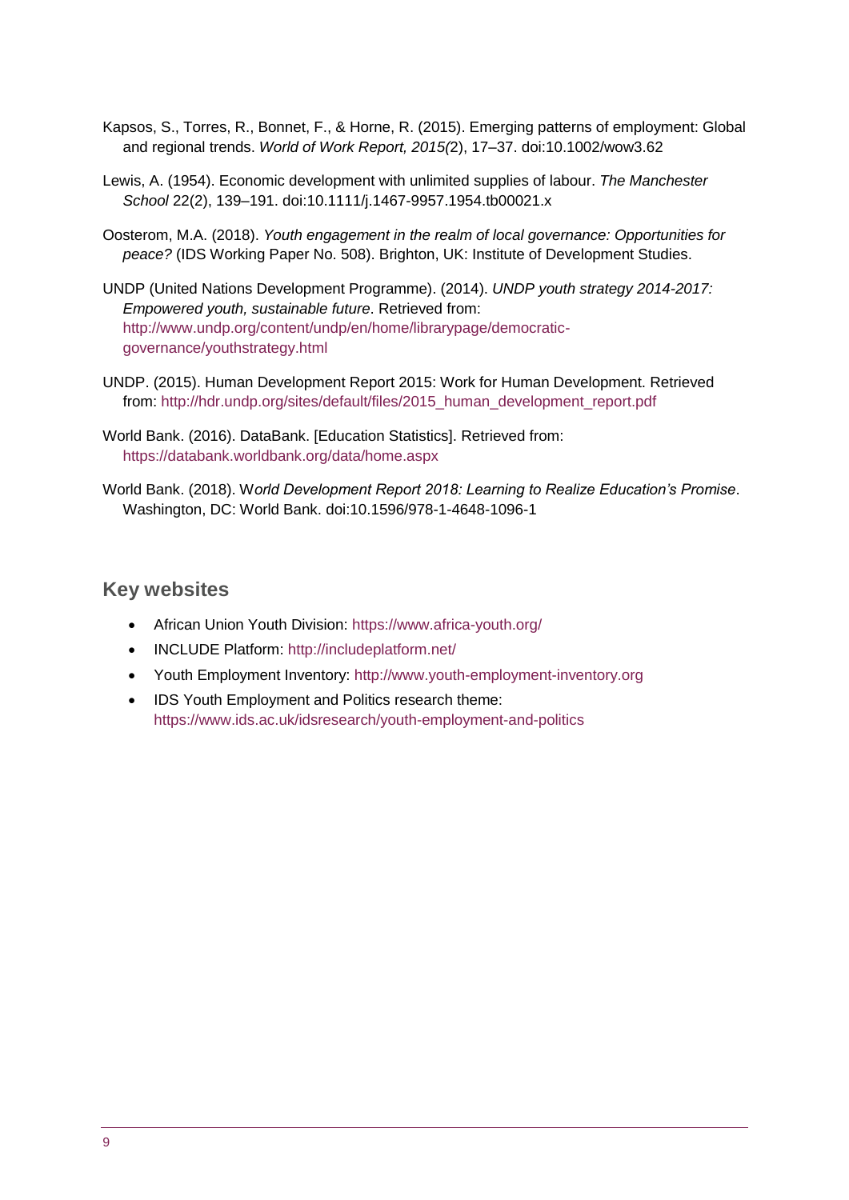Kapsos, S., Torres, R., Bonnet, F., & Horne, R. (2015). Emerging patterns of employment: Global and regional trends. *World of Work Report, 2015(*2), 17–37. doi:10.1002/wow3.62

Lewis, A. (1954). Economic development with unlimited supplies of labour. *The Manchester School* 22(2), 139–191. doi:10.1111/j.1467-9957.1954.tb00021.x

Oosterom, M.A. (2018). *Youth engagement in the realm of local governance: Opportunities for peace?* (IDS Working Paper No. 508). Brighton, UK: Institute of Development Studies.

UNDP (United Nations Development Programme). (2014). *UNDP youth strategy 2014-2017: Empowered youth, sustainable future*. Retrieved from: http://www.undp.org/content/undp/en/home/librarypage/democratic-governance/youthstrategy.html

UNDP. (2015). Human Development Report 2015: Work for Human Development. Retrieved from: http://hdr.undp.org/sites/default/files/2015_human_development_report.pdf

World Bank. (2016). DataBank. [Education Statistics]. Retrieved from: https://databank.worldbank.org/data/home.aspx

World Bank. (2018). W*orld Development Report 2018: Learning to Realize Education's Promise*. Washington, DC: World Bank. doi:10.1596/978-1-4648-1096-1

## Key websites

- African Union Youth Division: https://www.africa-youth.org/
- INCLUDE Platform: http://includeplatform.net/
- Youth Employment Inventory: http://www.youth-employment-inventory.org
- IDS Youth Employment and Politics research theme: https://www.ids.ac.uk/idsresearch/youth-employment-and-politics